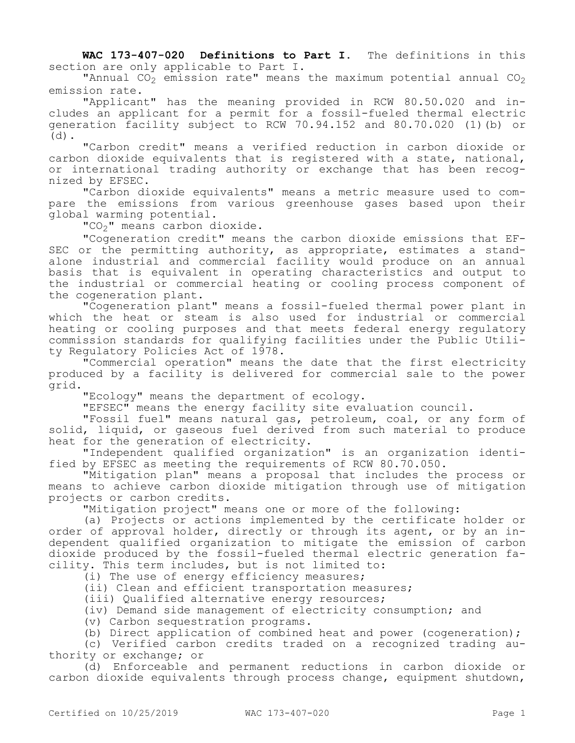**WAC 173-407-020 Definitions to Part I.** The definitions in this section are only applicable to Part I.

"Annual $CO_2$ emission rate" means the maximum potential annual $CO_2$ emission rate.

"Applicant" has the meaning provided in RCW 80.50.020 and includes an applicant for a permit for a fossil-fueled thermal electric generation facility subject to RCW 70.94.152 and 80.70.020 (1)(b) or (d).

"Carbon credit" means a verified reduction in carbon dioxide or carbon dioxide equivalents that is registered with a state, national, or international trading authority or exchange that has been recognized by EFSEC.

"Carbon dioxide equivalents" means a metric measure used to compare the emissions from various greenhouse gases based upon their global warming potential.

"$CO_2$" means carbon dioxide.

"Cogeneration credit" means the carbon dioxide emissions that EFSEC or the permitting authority, as appropriate, estimates a stand-alone industrial and commercial facility would produce on an annual basis that is equivalent in operating characteristics and output to the industrial or commercial heating or cooling process component of the cogeneration plant.

"Cogeneration plant" means a fossil-fueled thermal power plant in which the heat or steam is also used for industrial or commercial heating or cooling purposes and that meets federal energy regulatory commission standards for qualifying facilities under the Public Utility Regulatory Policies Act of 1978.

"Commercial operation" means the date that the first electricity produced by a facility is delivered for commercial sale to the power grid.

"Ecology" means the department of ecology.

"EFSEC" means the energy facility site evaluation council.

"Fossil fuel" means natural gas, petroleum, coal, or any form of solid, liquid, or gaseous fuel derived from such material to produce heat for the generation of electricity.

"Independent qualified organization" is an organization identified by EFSEC as meeting the requirements of RCW 80.70.050.

"Mitigation plan" means a proposal that includes the process or means to achieve carbon dioxide mitigation through use of mitigation projects or carbon credits.

"Mitigation project" means one or more of the following:

(a) Projects or actions implemented by the certificate holder or order of approval holder, directly or through its agent, or by an independent qualified organization to mitigate the emission of carbon dioxide produced by the fossil-fueled thermal electric generation facility. This term includes, but is not limited to:

(i) The use of energy efficiency measures;

(ii) Clean and efficient transportation measures;

(iii) Qualified alternative energy resources;

(iv) Demand side management of electricity consumption; and

(v) Carbon sequestration programs.

(b) Direct application of combined heat and power (cogeneration);

(c) Verified carbon credits traded on a recognized trading authority or exchange; or

(d) Enforceable and permanent reductions in carbon dioxide or carbon dioxide equivalents through process change, equipment shutdown,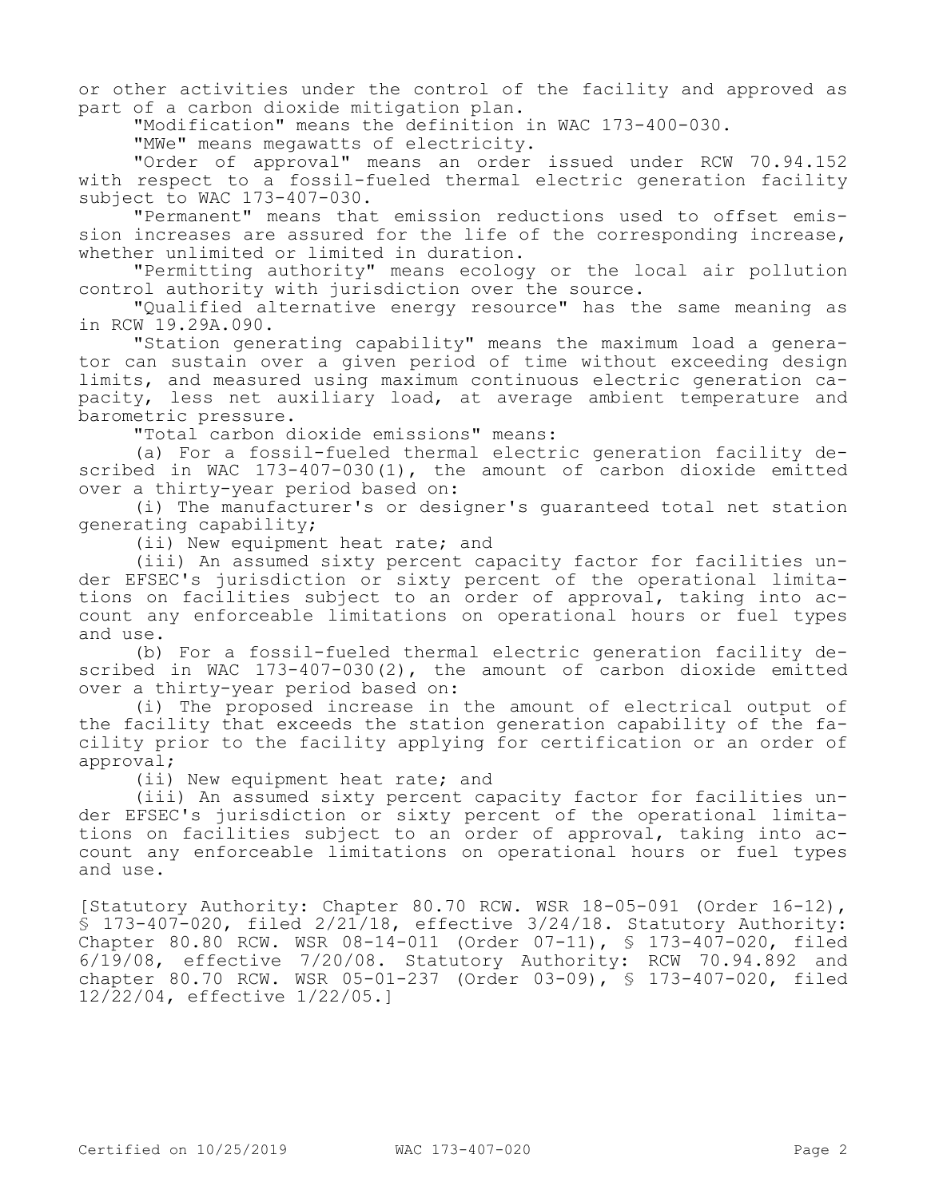or other activities under the control of the facility and approved as part of a carbon dioxide mitigation plan.

"Modification" means the definition in WAC 173-400-030.

"MWe" means megawatts of electricity.

"Order of approval" means an order issued under RCW 70.94.152 with respect to a fossil-fueled thermal electric generation facility subject to WAC 173-407-030.

"Permanent" means that emission reductions used to offset emission increases are assured for the life of the corresponding increase, whether unlimited or limited in duration.

"Permitting authority" means ecology or the local air pollution control authority with jurisdiction over the source.

"Qualified alternative energy resource" has the same meaning as in RCW 19.29A.090.

"Station generating capability" means the maximum load a generator can sustain over a given period of time without exceeding design limits, and measured using maximum continuous electric generation capacity, less net auxiliary load, at average ambient temperature and barometric pressure.

"Total carbon dioxide emissions" means:

(a) For a fossil-fueled thermal electric generation facility described in WAC 173-407-030(1), the amount of carbon dioxide emitted over a thirty-year period based on:

(i) The manufacturer's or designer's guaranteed total net station generating capability;

(ii) New equipment heat rate; and

(iii) An assumed sixty percent capacity factor for facilities under EFSEC's jurisdiction or sixty percent of the operational limitations on facilities subject to an order of approval, taking into account any enforceable limitations on operational hours or fuel types and use.

(b) For a fossil-fueled thermal electric generation facility described in WAC 173-407-030(2), the amount of carbon dioxide emitted over a thirty-year period based on:

(i) The proposed increase in the amount of electrical output of the facility that exceeds the station generation capability of the facility prior to the facility applying for certification or an order of approval;

(ii) New equipment heat rate; and

(iii) An assumed sixty percent capacity factor for facilities under EFSEC's jurisdiction or sixty percent of the operational limitations on facilities subject to an order of approval, taking into account any enforceable limitations on operational hours or fuel types and use.

[Statutory Authority: Chapter 80.70 RCW. WSR 18-05-091 (Order 16-12), § 173-407-020, filed 2/21/18, effective 3/24/18. Statutory Authority: Chapter 80.80 RCW. WSR 08-14-011 (Order 07-11), § 173-407-020, filed 6/19/08, effective 7/20/08. Statutory Authority: RCW 70.94.892 and chapter 80.70 RCW. WSR 05-01-237 (Order 03-09), § 173-407-020, filed 12/22/04, effective 1/22/05.]